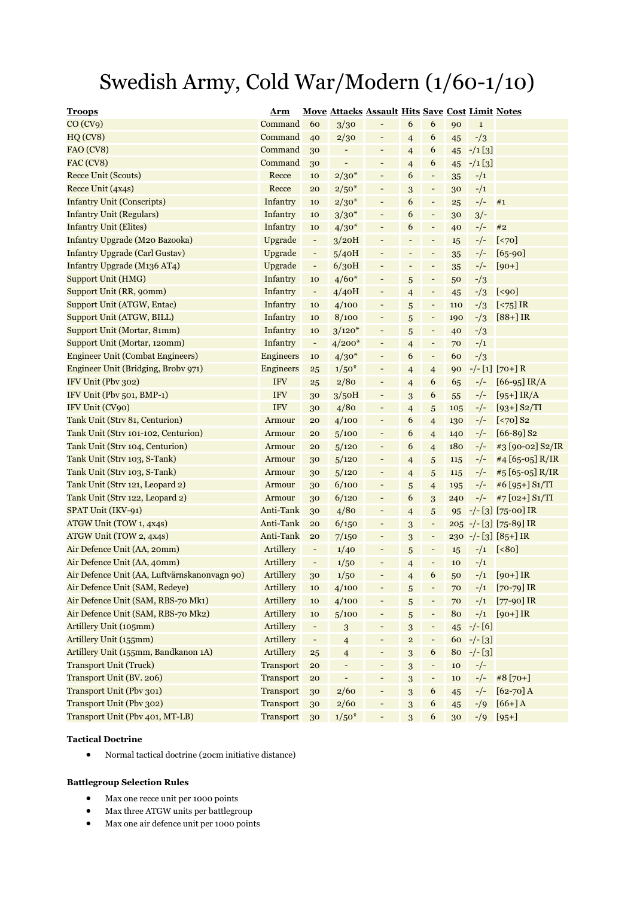# Swedish Army, Cold War/Modern (1/60-1/10)

| Troops | Arm | Move | Attacks | Assault | Hits | Save | Cost | Limit | Notes |
|---|---|---|---|---|---|---|---|---|---|
| CO (CV9) | Command | 60 | 3/30 | - | 6 | 6 | 90 | 1 | |
| HQ (CV8) | Command | 40 | 2/30 | - | 4 | 6 | 45 | -/3 | |
| FAO (CV8) | Command | 30 | - | - | 4 | 6 | 45 | -/1 [3] | |
| FAC (CV8) | Command | 30 | - | - | 4 | 6 | 45 | -/1 [3] | |
| Recce Unit (Scouts) | Recce | 10 | 2/30* | - | 6 | - | 35 | -/1 | |
| Recce Unit (4x4s) | Recce | 20 | 2/50* | - | 3 | - | 30 | -/1 | |
| Infantry Unit (Conscripts) | Infantry | 10 | 2/30* | - | 6 | - | 25 | -/- | #1 |
| Infantry Unit (Regulars) | Infantry | 10 | 3/30* | - | 6 | - | 30 | 3/- | |
| Infantry Unit (Elites) | Infantry | 10 | 4/30* | - | 6 | - | 40 | -/- | #2 |
| Infantry Upgrade (M20 Bazooka) | Upgrade | - | 3/20H | - | - | - | 15 | -/- | [<70] |
| Infantry Upgrade (Carl Gustav) | Upgrade | - | 5/40H | - | - | - | 35 | -/- | [65-90] |
| Infantry Upgrade (M136 AT4) | Upgrade | - | 6/30H | - | - | - | 35 | -/- | [90+] |
| Support Unit (HMG) | Infantry | 10 | 4/60* | - | 5 | - | 50 | -/3 | |
| Support Unit (RR, 90mm) | Infantry | - | 4/40H | - | 4 | - | 45 | -/3 | [<90] |
| Support Unit (ATGW, Entac) | Infantry | 10 | 4/100 | - | 5 | - | 110 | -/3 | [<75] IR |
| Support Unit (ATGW, BILL) | Infantry | 10 | 8/100 | - | 5 | - | 190 | -/3 | [88+] IR |
| Support Unit (Mortar, 81mm) | Infantry | 10 | 3/120* | - | 5 | - | 40 | -/3 | |
| Support Unit (Mortar, 120mm) | Infantry | - | 4/200* | - | 4 | - | 70 | -/1 | |
| Engineer Unit (Combat Engineers) | Engineers | 10 | 4/30* | - | 6 | - | 60 | -/3 | |
| Engineer Unit (Bridging, Brobv 971) | Engineers | 25 | 1/50* | - | 4 | 4 | 90 | -/- [1] | [70+] R |
| IFV Unit (Pbv 302) | IFV | 25 | 2/80 | - | 4 | 6 | 65 | -/- | [66-95] IR/A |
| IFV Unit (Pbv 501, BMP-1) | IFV | 30 | 3/50H | - | 3 | 6 | 55 | -/- | [95+] IR/A |
| IFV Unit (CV90) | IFV | 30 | 4/80 | - | 4 | 5 | 105 | -/- | [93+] S2/TI |
| Tank Unit (Strv 81, Centurion) | Armour | 20 | 4/100 | - | 6 | 4 | 130 | -/- | [<70] S2 |
| Tank Unit (Strv 101-102, Centurion) | Armour | 20 | 5/100 | - | 6 | 4 | 140 | -/- | [66-89] S2 |
| Tank Unit (Strv 104, Centurion) | Armour | 20 | 5/120 | - | 6 | 4 | 180 | -/- | #3 [90-02] S2/IR |
| Tank Unit (Strv 103, S-Tank) | Armour | 30 | 5/120 | - | 4 | 5 | 115 | -/- | #4 [65-05] R/IR |
| Tank Unit (Strv 103, S-Tank) | Armour | 30 | 5/120 | - | 4 | 5 | 115 | -/- | #5 [65-05] R/IR |
| Tank Unit (Strv 121, Leopard 2) | Armour | 30 | 6/100 | - | 5 | 4 | 195 | -/- | #6 [95+] S1/TI |
| Tank Unit (Strv 122, Leopard 2) | Armour | 30 | 6/120 | - | 6 | 3 | 240 | -/- | #7 [02+] S1/TI |
| SPAT Unit (IKV-91) | Anti-Tank | 30 | 4/80 | - | 4 | 5 | 95 | -/- [3] | [75-00] IR |
| ATGW Unit (TOW 1, 4x4s) | Anti-Tank | 20 | 6/150 | - | 3 | - | 205 | -/- [3] | [75-89] IR |
| ATGW Unit (TOW 2, 4x4s) | Anti-Tank | 20 | 7/150 | - | 3 | - | 230 | -/- [3] | [85+] IR |
| Air Defence Unit (AA, 20mm) | Artillery | - | 1/40 | - | 5 | - | 15 | -/1 | [<80] |
| Air Defence Unit (AA, 40mm) | Artillery | - | 1/50 | - | 4 | - | 10 | -/1 | |
| Air Defence Unit (AA, Luftvärnskanonvagn 90) | Artillery | 30 | 1/50 | - | 4 | 6 | 50 | -/1 | [90+] IR |
| Air Defence Unit (SAM, Redeye) | Artillery | 10 | 4/100 | - | 5 | - | 70 | -/1 | [70-79] IR |
| Air Defence Unit (SAM, RBS-70 Mk1) | Artillery | 10 | 4/100 | - | 5 | - | 70 | -/1 | [77-90] IR |
| Air Defence Unit (SAM, RBS-70 Mk2) | Artillery | 10 | 5/100 | - | 5 | - | 80 | -/1 | [90+] IR |
| Artillery Unit (105mm) | Artillery | - | 3 | - | 3 | - | 45 | -/- [6] | |
| Artillery Unit (155mm) | Artillery | - | 4 | - | 2 | - | 60 | -/- [3] | |
| Artillery Unit (155mm, Bandkanon 1A) | Artillery | 25 | 4 | - | 3 | 6 | 80 | -/- [3] | |
| Transport Unit (Truck) | Transport | 20 | - | - | 3 | - | 10 | -/- | |
| Transport Unit (BV. 206) | Transport | 20 | - | - | 3 | - | 10 | -/- | #8 [70+] |
| Transport Unit (Pbv 301) | Transport | 30 | 2/60 | - | 3 | 6 | 45 | -/- | [62-70] A |
| Transport Unit (Pbv 302) | Transport | 30 | 2/60 | - | 3 | 6 | 45 | -/9 | [66+] A |
| Transport Unit (Pbv 401, MT-LB) | Transport | 30 | 1/50* | - | 3 | 6 | 30 | -/9 | [95+] |

**Tactical Doctrine**

- Normal tactical doctrine (20cm initiative distance)

**Battlegroup Selection Rules**

- Max one recce unit per 1000 points
- Max three ATGW units per battlegroup
- Max one air defence unit per 1000 points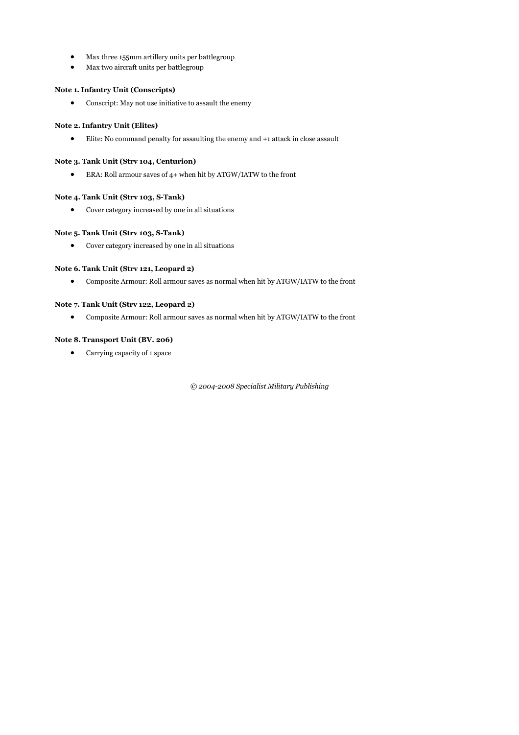- Max three 155mm artillery units per battlegroup
- Max two aircraft units per battlegroup

**Note 1. Infantry Unit (Conscripts)**

- Conscript: May not use initiative to assault the enemy

**Note 2. Infantry Unit (Elites)**

- Elite: No command penalty for assaulting the enemy and +1 attack in close assault

**Note 3. Tank Unit (Strv 104, Centurion)**

- ERA: Roll armour saves of 4+ when hit by ATGW/IATW to the front

**Note 4. Tank Unit (Strv 103, S-Tank)**

- Cover category increased by one in all situations

**Note 5. Tank Unit (Strv 103, S-Tank)**

- Cover category increased by one in all situations

**Note 6. Tank Unit (Strv 121, Leopard 2)**

- Composite Armour: Roll armour saves as normal when hit by ATGW/IATW to the front

**Note 7. Tank Unit (Strv 122, Leopard 2)**

- Composite Armour: Roll armour saves as normal when hit by ATGW/IATW to the front

**Note 8. Transport Unit (BV. 206)**

- Carrying capacity of 1 space

*© 2004-2008 Specialist Military Publishing*